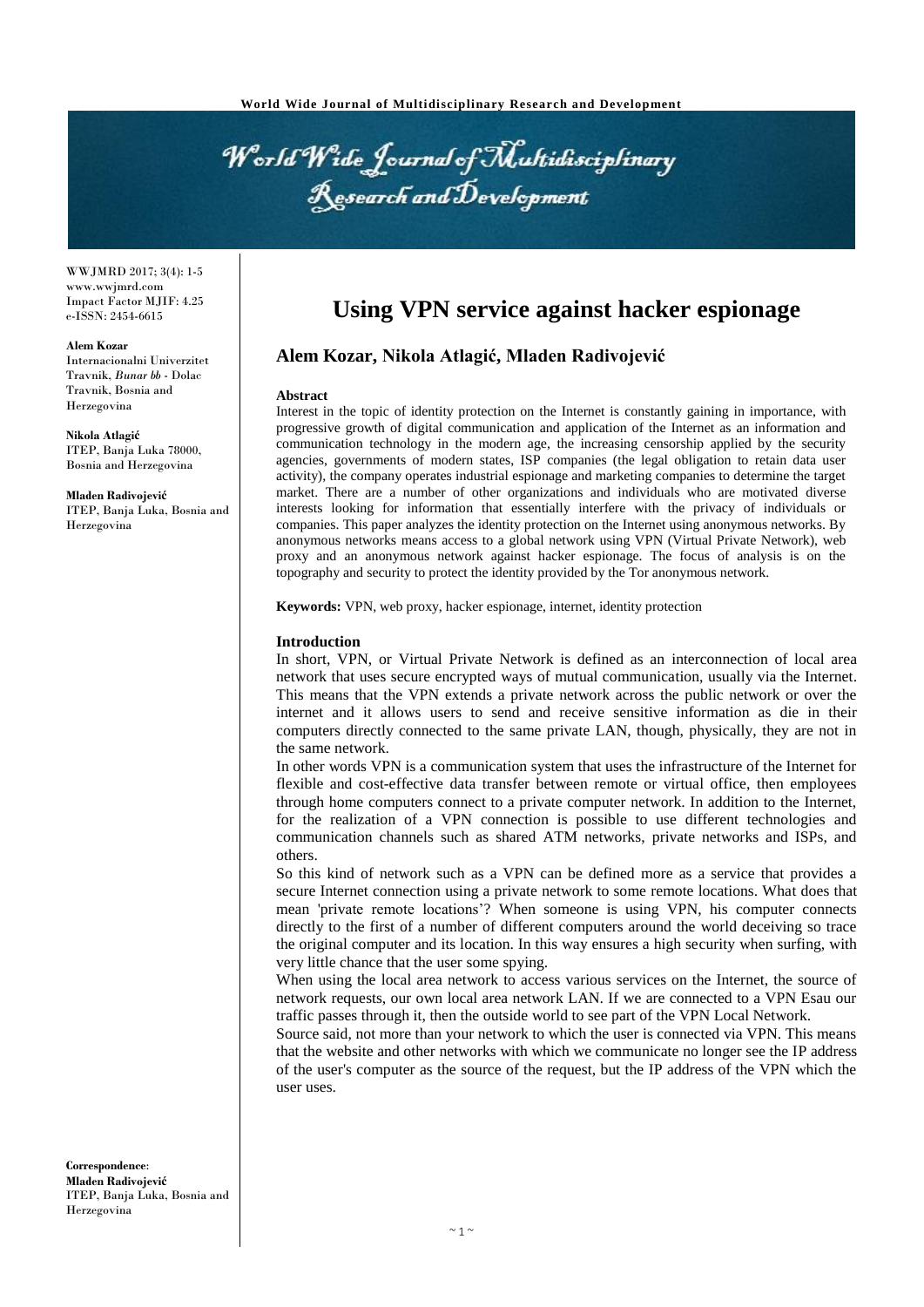# Using VPN service against hacker espionage

## Alem Kozar, Nikola Atlagić, Mladen Radivojević

**Alem Kozar**
Internacionalni Univerzitet Travnik, *Bunar bb* - Dolac Travnik, Bosnia and Herzegovina

**Nikola Atlagić**
ITEP, Banja Luka 78000, Bosnia and Herzegovina

**Mladen Radivojević**
ITEP, Banja Luka, Bosnia and Herzegovina

**Correspondence**:
**Mladen Radivojević**
ITEP, Banja Luka, Bosnia and Herzegovina

### Abstract

Interest in the topic of identity protection on the Internet is constantly gaining in importance, with progressive growth of digital communication and application of the Internet as an information and communication technology in the modern age, the increasing censorship applied by the security agencies, governments of modern states, ISP companies (the legal obligation to retain data user activity), the company operates industrial espionage and marketing companies to determine the target market. There are a number of other organizations and individuals who are motivated diverse interests looking for information that essentially interfere with the privacy of individuals or companies. This paper analyzes the identity protection on the Internet using anonymous networks. By anonymous networks means access to a global network using VPN (Virtual Private Network), web proxy and an anonymous network against hacker espionage. The focus of analysis is on the topography and security to protect the identity provided by the Tor anonymous network.

**Keywords:** VPN, web proxy, hacker espionage, internet, identity protection

### Introduction

In short, VPN, or Virtual Private Network is defined as an interconnection of local area network that uses secure encrypted ways of mutual communication, usually via the Internet. This means that the VPN extends a private network across the public network or over the internet and it allows users to send and receive sensitive information as die in their computers directly connected to the same private LAN, though, physically, they are not in the same network.

In other words VPN is a communication system that uses the infrastructure of the Internet for flexible and cost-effective data transfer between remote or virtual office, then employees through home computers connect to a private computer network. In addition to the Internet, for the realization of a VPN connection is possible to use different technologies and communication channels such as shared ATM networks, private networks and ISPs, and others.

So this kind of network such as a VPN can be defined more as a service that provides a secure Internet connection using a private network to some remote locations. What does that mean 'private remote locations'? When someone is using VPN, his computer connects directly to the first of a number of different computers around the world deceiving so trace the original computer and its location. In this way ensures a high security when surfing, with very little chance that the user some spying.

When using the local area network to access various services on the Internet, the source of network requests, our own local area network LAN. If we are connected to a VPN Esau our traffic passes through it, then the outside world to see part of the VPN Local Network.

Source said, not more than your network to which the user is connected via VPN. This means that the website and other networks with which we communicate no longer see the IP address of the user's computer as the source of the request, but the IP address of the VPN which the user uses.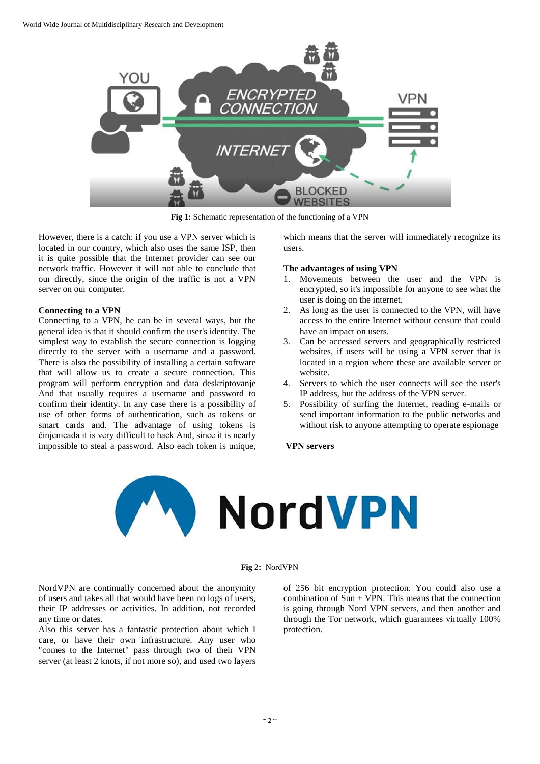Fig 1: Schematic representation of the functioning of a VPN

However, there is a catch: if you use a VPN server which is located in our country, which also uses the same ISP, then it is quite possible that the Internet provider can see our network traffic. However it will not able to conclude that our directly, since the origin of the traffic is not a VPN server on our computer.

### Connecting to a VPN

Connecting to a VPN, he can be in several ways, but the general idea is that it should confirm the user's identity. The simplest way to establish the secure connection is logging directly to the server with a username and a password. There is also the possibility of installing a certain software that will allow us to create a secure connection. This program will perform encryption and data deskriptovanje And that usually requires a username and password to confirm their identity. In any case there is a possibility of use of other forms of authentication, such as tokens or smart cards and. The advantage of using tokens is činjenicada it is very difficult to hack And, since it is nearly impossible to steal a password. Also each token is unique, which means that the server will immediately recognize its users.

### The advantages of using VPN

1. Movements between the user and the VPN is encrypted, so it's impossible for anyone to see what the user is doing on the internet.
2. As long as the user is connected to the VPN, will have access to the entire Internet without censure that could have an impact on users.
3. Can be accessed servers and geographically restricted websites, if users will be using a VPN server that is located in a region where these are available server or website.
4. Servers to which the user connects will see the user's IP address, but the address of the VPN server.
5. Possibility of surfing the Internet, reading e-mails or send important information to the public networks and without risk to anyone attempting to operate espionage

### VPN servers

Fig 2: NordVPN

NordVPN are continually concerned about the anonymity of users and takes all that would have been no logs of users, their IP addresses or activities. In addition, not recorded any time or dates.

Also this server has a fantastic protection about which I care, or have their own infrastructure. Any user who "comes to the Internet" pass through two of their VPN server (at least 2 knots, if not more so), and used two layers of 256 bit encryption protection. You could also use a combination of Sun + VPN. This means that the connection is going through Nord VPN servers, and then another and through the Tor network, which guarantees virtually 100% protection.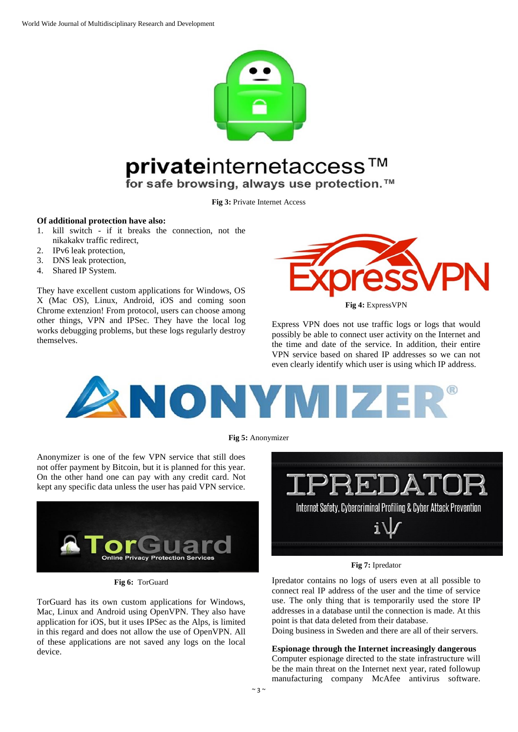**Fig 3:** Private Internet Access

**Of additional protection have also:**

1. kill switch - if it breaks the connection, not the nikakakv traffic redirect,
2. IPv6 leak protection,
3. DNS leak protection,
4. Shared IP System.

They have excellent custom applications for Windows, OS X (Mac OS), Linux, Android, iOS and coming soon Chrome extenzion! From protocol, users can choose among other things, VPN and IPSec. They have the local log works debugging problems, but these logs regularly destroy themselves.

**Fig 4:** ExpressVPN

Express VPN does not use traffic logs or logs that would possibly be able to connect user activity on the Internet and the time and date of the service. In addition, their entire VPN service based on shared IP addresses so we can not even clearly identify which user is using which IP address.

**Fig 5:** Anonymizer

Anonymizer is one of the few VPN service that still does not offer payment by Bitcoin, but it is planned for this year. On the other hand one can pay with any credit card. Not kept any specific data unless the user has paid VPN service.

**Fig 6:** TorGuard

TorGuard has its own custom applications for Windows, Mac, Linux and Android using OpenVPN. They also have application for iOS, but it uses IPSec as the Alps, is limited in this regard and does not allow the use of OpenVPN. All of these applications are not saved any logs on the local device.

**Fig 7:** Ipredator

Ipredator contains no logs of users even at all possible to connect real IP address of the user and the time of service use. The only thing that is temporarily used the store IP addresses in a database until the connection is made. At this point is that data deleted from their database.
Doing business in Sweden and there are all of their servers.

**Espionage through the Internet increasingly dangerous**
Computer espionage directed to the state infrastructure will be the main threat on the Internet next year, rated followup manufacturing company McAfee antivirus software.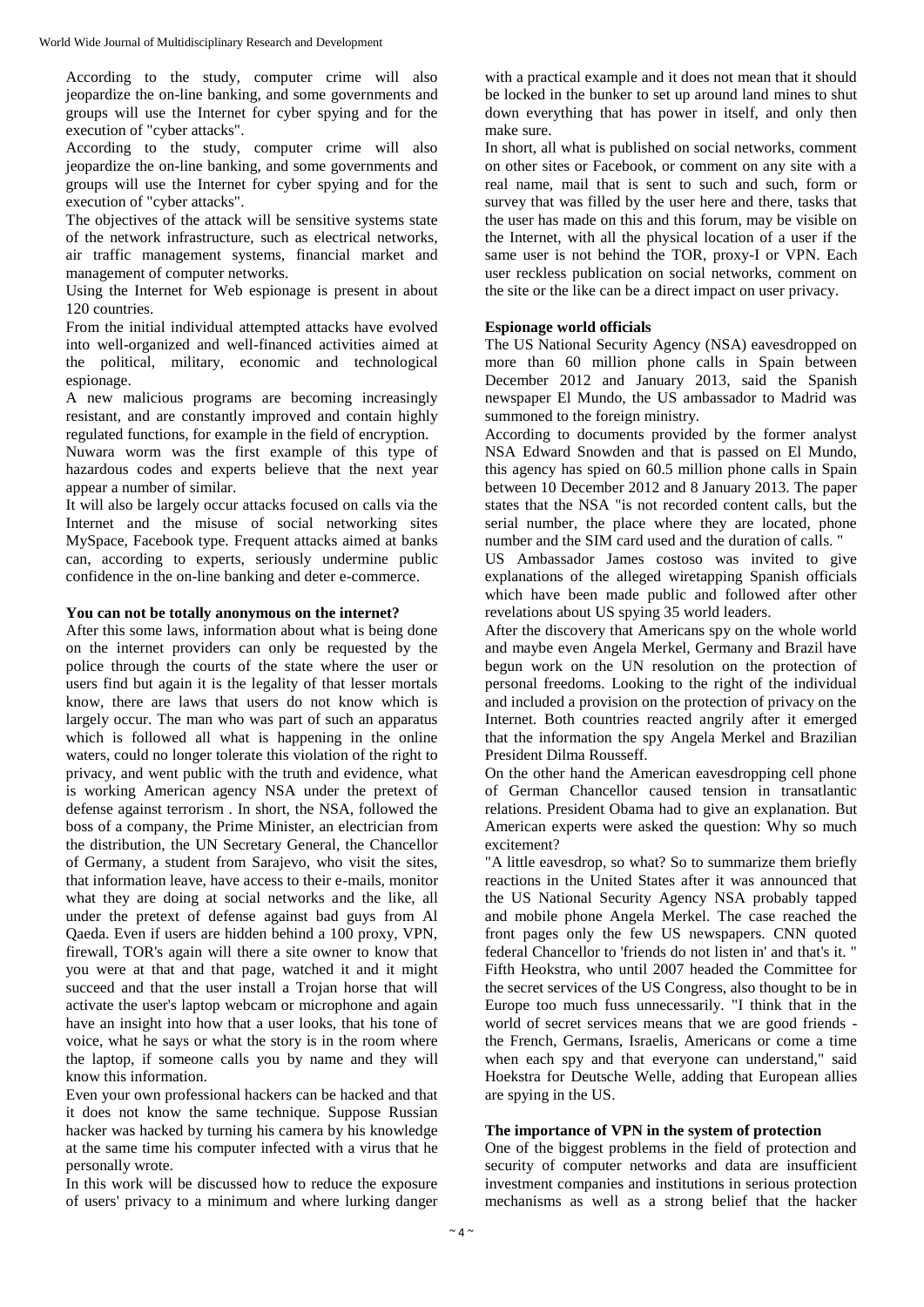According to the study, computer crime will also jeopardize the on-line banking, and some governments and groups will use the Internet for cyber spying and for the execution of "cyber attacks".

According to the study, computer crime will also jeopardize the on-line banking, and some governments and groups will use the Internet for cyber spying and for the execution of "cyber attacks".

The objectives of the attack will be sensitive systems state of the network infrastructure, such as electrical networks, air traffic management systems, financial market and management of computer networks.

Using the Internet for Web espionage is present in about 120 countries.

From the initial individual attempted attacks have evolved into well-organized and well-financed activities aimed at the political, military, economic and technological espionage.

A new malicious programs are becoming increasingly resistant, and are constantly improved and contain highly regulated functions, for example in the field of encryption.

Nuwara worm was the first example of this type of hazardous codes and experts believe that the next year appear a number of similar.

It will also be largely occur attacks focused on calls via the Internet and the misuse of social networking sites MySpace, Facebook type. Frequent attacks aimed at banks can, according to experts, seriously undermine public confidence in the on-line banking and deter e-commerce.

**You can not be totally anonymous on the internet?**

After this some laws, information about what is being done on the internet providers can only be requested by the police through the courts of the state where the user or users find but again it is the legality of that lesser mortals know, there are laws that users do not know which is largely occur. The man who was part of such an apparatus which is followed all what is happening in the online waters, could no longer tolerate this violation of the right to privacy, and went public with the truth and evidence, what is working American agency NSA under the pretext of defense against terrorism . In short, the NSA, followed the boss of a company, the Prime Minister, an electrician from the distribution, the UN Secretary General, the Chancellor of Germany, a student from Sarajevo, who visit the sites, that information leave, have access to their e-mails, monitor what they are doing at social networks and the like, all under the pretext of defense against bad guys from Al Qaeda. Even if users are hidden behind a 100 proxy, VPN, firewall, TOR's again will there a site owner to know that you were at that and that page, watched it and it might succeed and that the user install a Trojan horse that will activate the user's laptop webcam or microphone and again have an insight into how that a user looks, that his tone of voice, what he says or what the story is in the room where the laptop, if someone calls you by name and they will know this information.

Even your own professional hackers can be hacked and that it does not know the same technique. Suppose Russian hacker was hacked by turning his camera by his knowledge at the same time his computer infected with a virus that he personally wrote.

In this work will be discussed how to reduce the exposure of users' privacy to a minimum and where lurking danger with a practical example and it does not mean that it should be locked in the bunker to set up around land mines to shut down everything that has power in itself, and only then make sure.

In short, all what is published on social networks, comment on other sites or Facebook, or comment on any site with a real name, mail that is sent to such and such, form or survey that was filled by the user here and there, tasks that the user has made on this and this forum, may be visible on the Internet, with all the physical location of a user if the same user is not behind the TOR, proxy-I or VPN. Each user reckless publication on social networks, comment on the site or the like can be a direct impact on user privacy.

**Espionage world officials**

The US National Security Agency (NSA) eavesdropped on more than 60 million phone calls in Spain between December 2012 and January 2013, said the Spanish newspaper El Mundo, the US ambassador to Madrid was summoned to the foreign ministry.

According to documents provided by the former analyst NSA Edward Snowden and that is passed on El Mundo, this agency has spied on 60.5 million phone calls in Spain between 10 December 2012 and 8 January 2013. The paper states that the NSA "is not recorded content calls, but the serial number, the place where they are located, phone number and the SIM card used and the duration of calls. "

US Ambassador James costoso was invited to give explanations of the alleged wiretapping Spanish officials which have been made public and followed after other revelations about US spying 35 world leaders.

After the discovery that Americans spy on the whole world and maybe even Angela Merkel, Germany and Brazil have begun work on the UN resolution on the protection of personal freedoms. Looking to the right of the individual and included a provision on the protection of privacy on the Internet. Both countries reacted angrily after it emerged that the information the spy Angela Merkel and Brazilian President Dilma Rousseff.

On the other hand the American eavesdropping cell phone of German Chancellor caused tension in transatlantic relations. President Obama had to give an explanation. But American experts were asked the question: Why so much excitement?

"A little eavesdrop, so what? So to summarize them briefly reactions in the United States after it was announced that the US National Security Agency NSA probably tapped and mobile phone Angela Merkel. The case reached the front pages only the few US newspapers. CNN quoted federal Chancellor to 'friends do not listen in' and that's it. " Fifth Heokstra, who until 2007 headed the Committee for the secret services of the US Congress, also thought to be in Europe too much fuss unnecessarily. "I think that in the world of secret services means that we are good friends - the French, Germans, Israelis, Americans or come a time when each spy and that everyone can understand," said Hoekstra for Deutsche Welle, adding that European allies are spying in the US.

**The importance of VPN in the system of protection**

One of the biggest problems in the field of protection and security of computer networks and data are insufficient investment companies and institutions in serious protection mechanisms as well as a strong belief that the hacker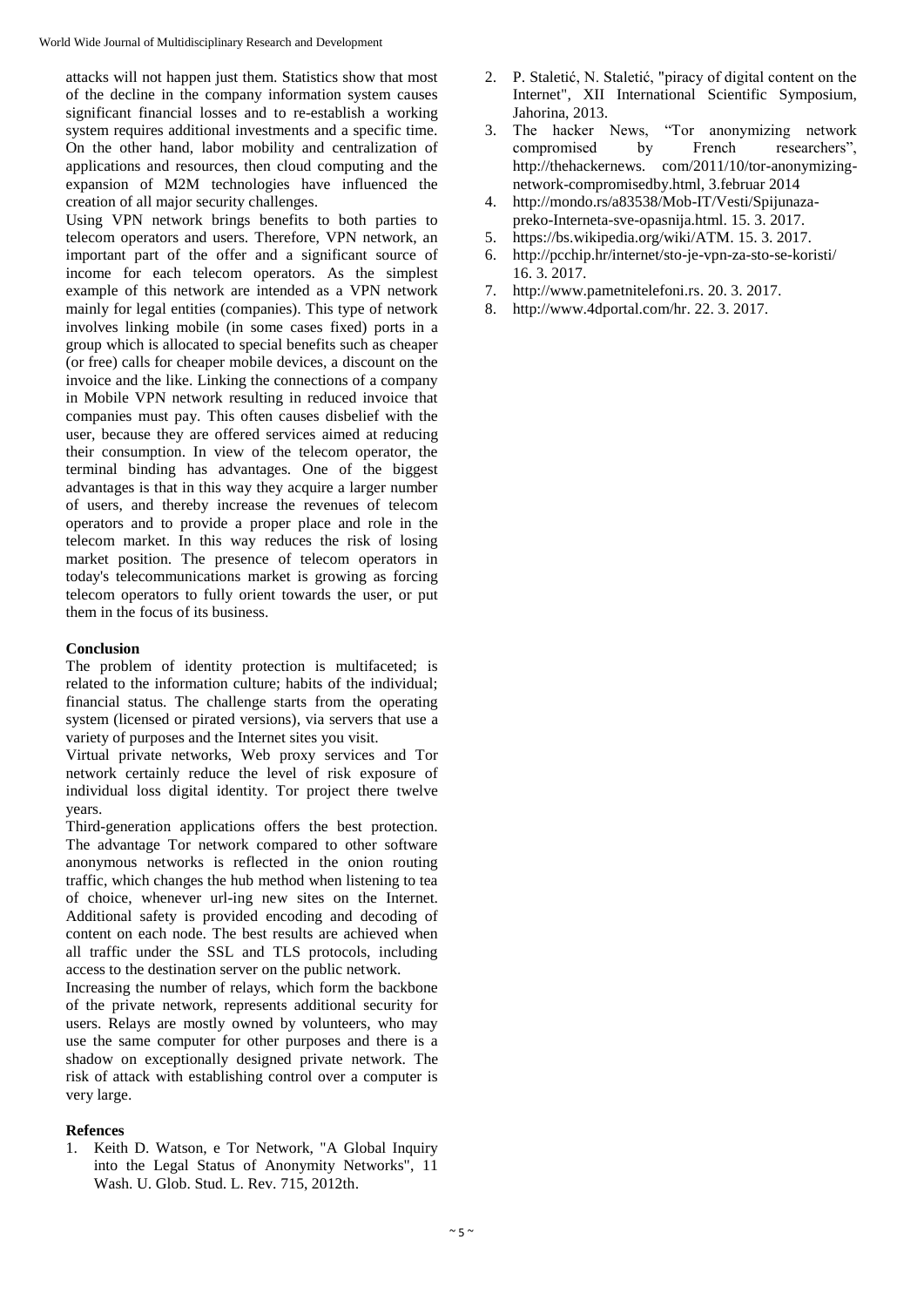attacks will not happen just them. Statistics show that most of the decline in the company information system causes significant financial losses and to re-establish a working system requires additional investments and a specific time. On the other hand, labor mobility and centralization of applications and resources, then cloud computing and the expansion of M2M technologies have influenced the creation of all major security challenges.

Using VPN network brings benefits to both parties to telecom operators and users. Therefore, VPN network, an important part of the offer and a significant source of income for each telecom operators. As the simplest example of this network are intended as a VPN network mainly for legal entities (companies). This type of network involves linking mobile (in some cases fixed) ports in a group which is allocated to special benefits such as cheaper (or free) calls for cheaper mobile devices, a discount on the invoice and the like. Linking the connections of a company in Mobile VPN network resulting in reduced invoice that companies must pay. This often causes disbelief with the user, because they are offered services aimed at reducing their consumption. In view of the telecom operator, the terminal binding has advantages. One of the biggest advantages is that in this way they acquire a larger number of users, and thereby increase the revenues of telecom operators and to provide a proper place and role in the telecom market. In this way reduces the risk of losing market position. The presence of telecom operators in today's telecommunications market is growing as forcing telecom operators to fully orient towards the user, or put them in the focus of its business.

## Conclusion

The problem of identity protection is multifaceted; is related to the information culture; habits of the individual; financial status. The challenge starts from the operating system (licensed or pirated versions), via servers that use a variety of purposes and the Internet sites you visit.

Virtual private networks, Web proxy services and Tor network certainly reduce the level of risk exposure of individual loss digital identity. Tor project there twelve years.

Third-generation applications offers the best protection. The advantage Tor network compared to other software anonymous networks is reflected in the onion routing traffic, which changes the hub method when listening to tea of choice, whenever url-ing new sites on the Internet. Additional safety is provided encoding and decoding of content on each node. The best results are achieved when all traffic under the SSL and TLS protocols, including access to the destination server on the public network.

Increasing the number of relays, which form the backbone of the private network, represents additional security for users. Relays are mostly owned by volunteers, who may use the same computer for other purposes and there is a shadow on exceptionally designed private network. The risk of attack with establishing control over a computer is very large.

## Refences

1. Keith D. Watson, e Tor Network, "A Global Inquiry into the Legal Status of Anonymity Networks", 11 Wash. U. Glob. Stud. L. Rev. 715, 2012th.
2. P. Staletić, N. Staletić, "piracy of digital content on the Internet", XII International Scientific Symposium, Jahorina, 2013.
3. The hacker News, "Tor anonymizing network compromised by French researchers", http://thehackernews. com/2011/10/tor-anonymizing-network-compromisedby.html, 3.februar 2014
4. http://mondo.rs/a83538/Mob-IT/Vesti/Spijunaza-preko-Interneta-sve-opasnija.html. 15. 3. 2017.
5. https://bs.wikipedia.org/wiki/ATM. 15. 3. 2017.
6. http://pcchip.hr/internet/sto-je-vpn-za-sto-se-koristi/ 16. 3. 2017.
7. http://www.pametnitelefoni.rs. 20. 3. 2017.
8. http://www.4dportal.com/hr. 22. 3. 2017.